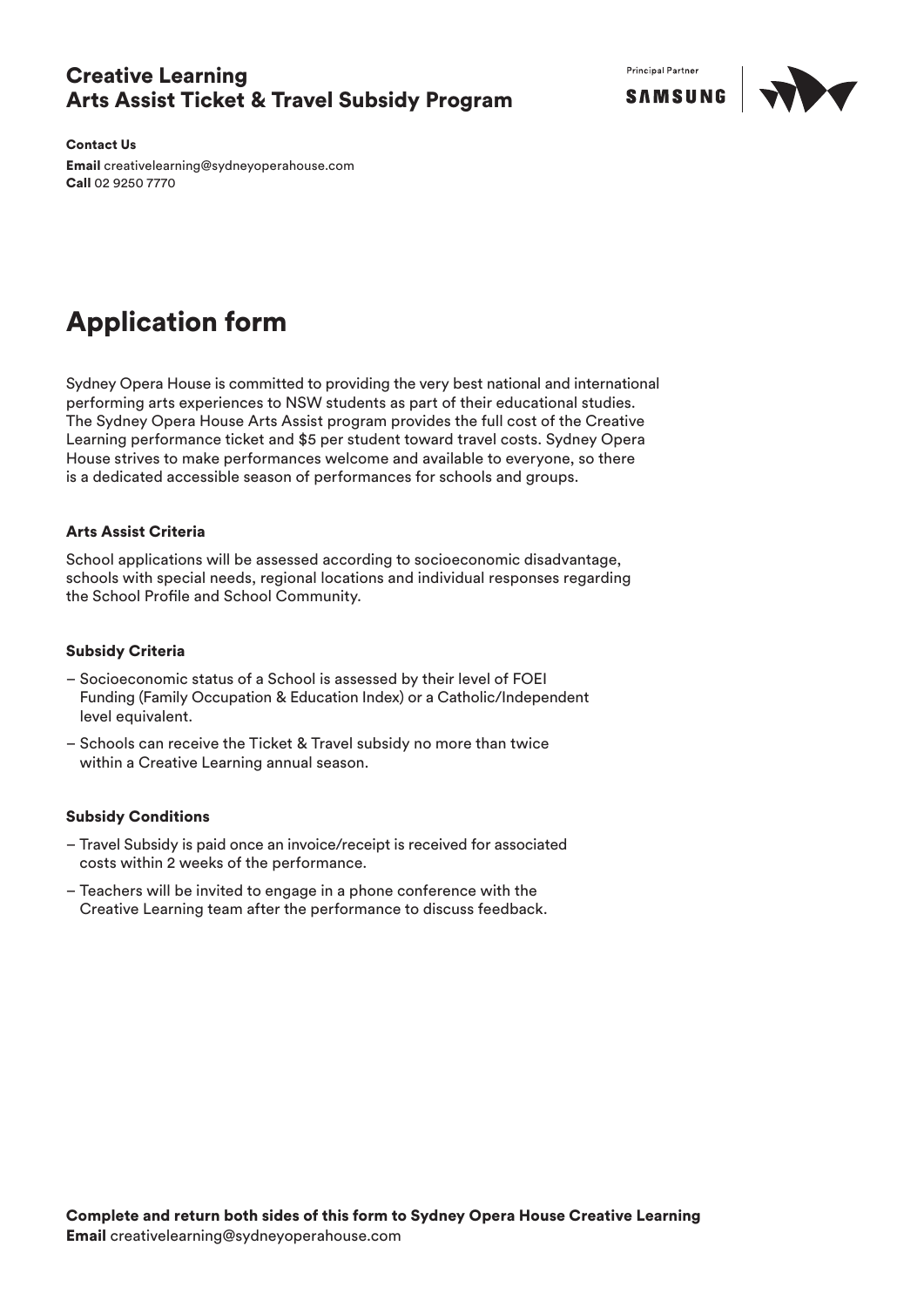# Creative Learning
## Arts Assist Ticket & Travel Subsidy Program

Principal Partner
SAMSUNG

**Contact Us**
**Email** creativelearning@sydneyoperahouse.com
**Call** 02 9250 7770

# Application form

Sydney Opera House is committed to providing the very best national and international performing arts experiences to NSW students as part of their educational studies. The Sydney Opera House Arts Assist program provides the full cost of the Creative Learning performance ticket and $5 per student toward travel costs. Sydney Opera House strives to make performances welcome and available to everyone, so there is a dedicated accessible season of performances for schools and groups.

### Arts Assist Criteria

School applications will be assessed according to socioeconomic disadvantage, schools with special needs, regional locations and individual responses regarding the School Profile and School Community.

### Subsidy Criteria

- Socioeconomic status of a School is assessed by their level of FOEI Funding (Family Occupation & Education Index) or a Catholic/Independent level equivalent.
- Schools can receive the Ticket & Travel subsidy no more than twice within a Creative Learning annual season.

### Subsidy Conditions

- Travel Subsidy is paid once an invoice/receipt is received for associated costs within 2 weeks of the performance.
- Teachers will be invited to engage in a phone conference with the Creative Learning team after the performance to discuss feedback.

**Complete and return both sides of this form to Sydney Opera House Creative Learning**
**Email** creativelearning@sydneyoperahouse.com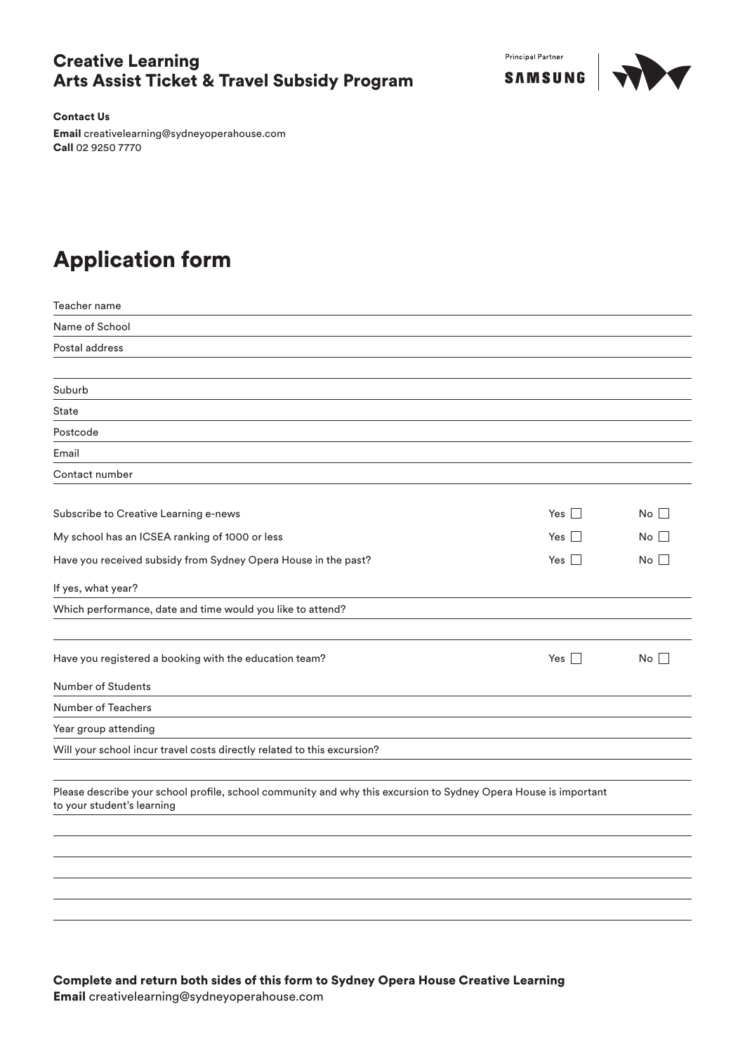**Creative Learning**
**Arts Assist Ticket & Travel Subsidy Program**

Principal Partner
SAMSUNG

**Contact Us**
**Email** creativelearning@sydneyoperahouse.com
**Call** 02 9250 7770

# Application form

Teacher name

Name of School

Postal address

Suburb

State

Postcode

Email

Contact number

| | | |
|---|---|---|
| Subscribe to Creative Learning e-news | Yes ☐ | No ☐ |
| My school has an ICSEA ranking of 1000 or less | Yes ☐ | No ☐ |
| Have you received subsidy from Sydney Opera House in the past? | Yes ☐ | No ☐ |

If yes, what year?

Which performance, date and time would you like to attend?

| | | |
|---|---|---|
| Have you registered a booking with the education team? | Yes ☐ | No ☐ |

Number of Students

Number of Teachers

Year group attending

Will your school incur travel costs directly related to this excursion?

Please describe your school profile, school community and why this excursion to Sydney Opera House is important to your student's learning

**Complete and return both sides of this form to Sydney Opera House Creative Learning**
**Email** creativelearning@sydneyoperahouse.com